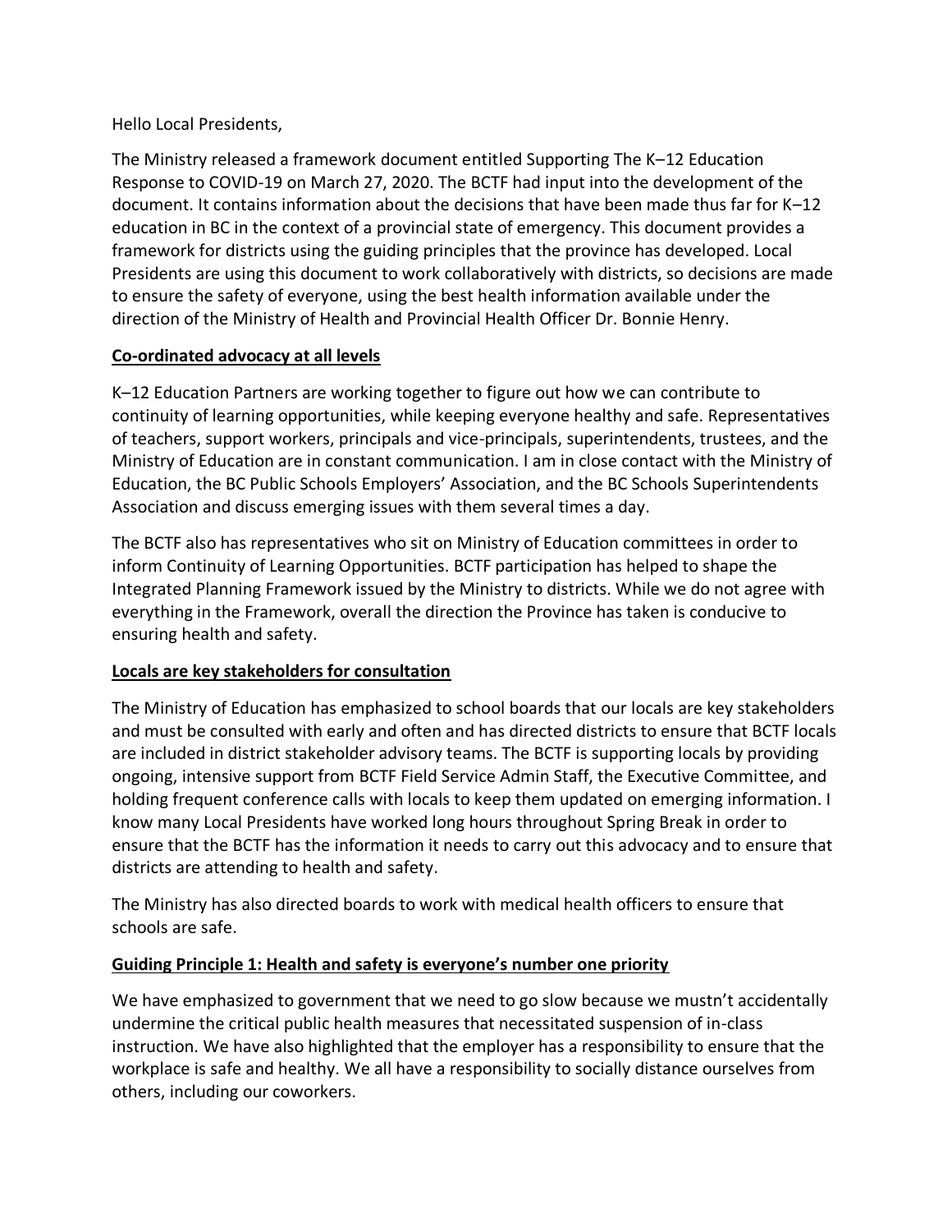Hello Local Presidents,

The Ministry released a framework document entitled Supporting The K–12 Education Response to COVID-19 on March 27, 2020. The BCTF had input into the development of the document. It contains information about the decisions that have been made thus far for K–12 education in BC in the context of a provincial state of emergency. This document provides a framework for districts using the guiding principles that the province has developed. Local Presidents are using this document to work collaboratively with districts, so decisions are made to ensure the safety of everyone, using the best health information available under the direction of the Ministry of Health and Provincial Health Officer Dr. Bonnie Henry.

## Co-ordinated advocacy at all levels

K–12 Education Partners are working together to figure out how we can contribute to continuity of learning opportunities, while keeping everyone healthy and safe. Representatives of teachers, support workers, principals and vice-principals, superintendents, trustees, and the Ministry of Education are in constant communication. I am in close contact with the Ministry of Education, the BC Public Schools Employers' Association, and the BC Schools Superintendents Association and discuss emerging issues with them several times a day.

The BCTF also has representatives who sit on Ministry of Education committees in order to inform Continuity of Learning Opportunities. BCTF participation has helped to shape the Integrated Planning Framework issued by the Ministry to districts. While we do not agree with everything in the Framework, overall the direction the Province has taken is conducive to ensuring health and safety.

## Locals are key stakeholders for consultation

The Ministry of Education has emphasized to school boards that our locals are key stakeholders and must be consulted with early and often and has directed districts to ensure that BCTF locals are included in district stakeholder advisory teams. The BCTF is supporting locals by providing ongoing, intensive support from BCTF Field Service Admin Staff, the Executive Committee, and holding frequent conference calls with locals to keep them updated on emerging information. I know many Local Presidents have worked long hours throughout Spring Break in order to ensure that the BCTF has the information it needs to carry out this advocacy and to ensure that districts are attending to health and safety.

The Ministry has also directed boards to work with medical health officers to ensure that schools are safe.

## Guiding Principle 1: Health and safety is everyone's number one priority

We have emphasized to government that we need to go slow because we mustn't accidentally undermine the critical public health measures that necessitated suspension of in-class instruction. We have also highlighted that the employer has a responsibility to ensure that the workplace is safe and healthy. We all have a responsibility to socially distance ourselves from others, including our coworkers.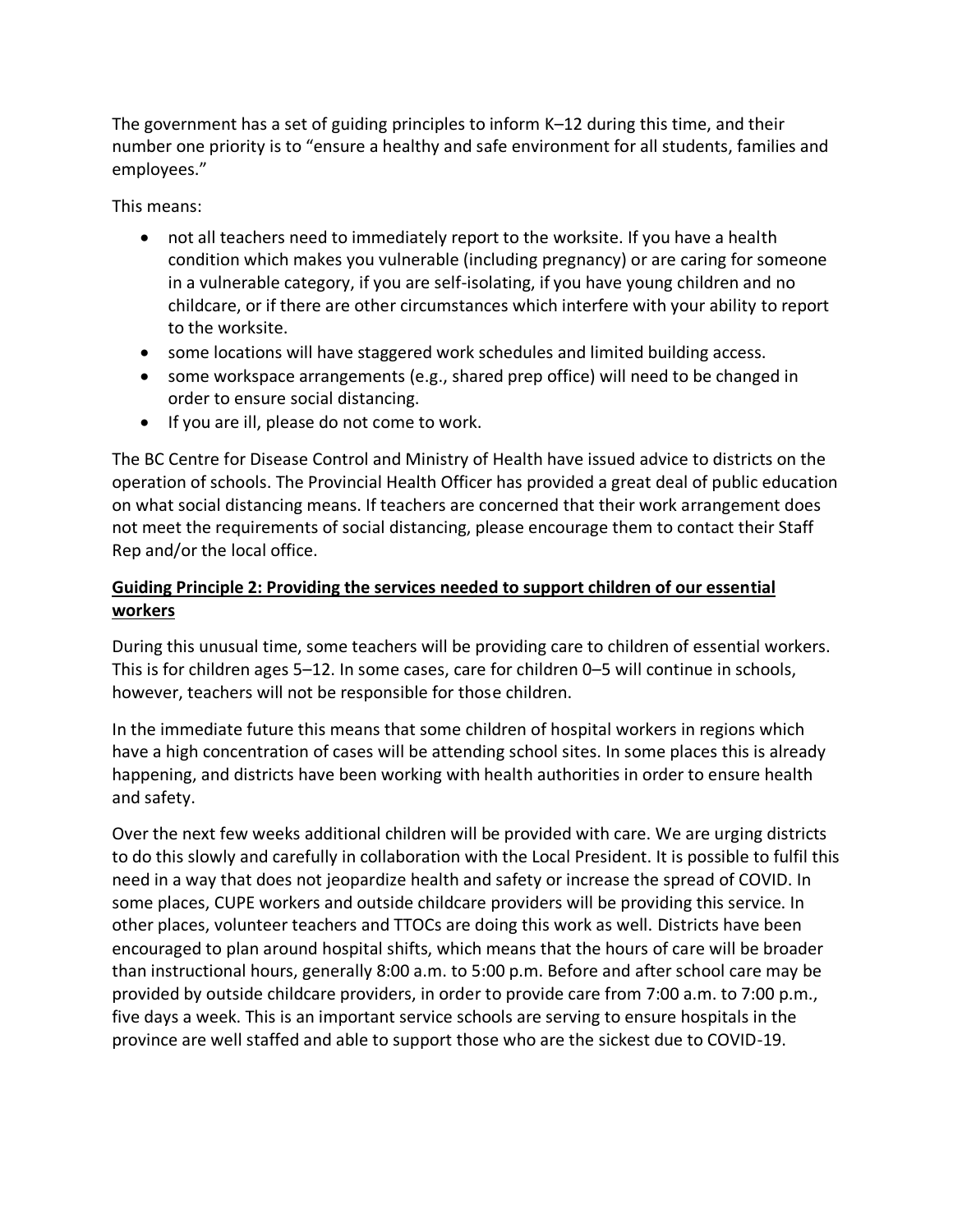The government has a set of guiding principles to inform K–12 during this time, and their number one priority is to "ensure a healthy and safe environment for all students, families and employees."

This means:

- not all teachers need to immediately report to the worksite. If you have a health condition which makes you vulnerable (including pregnancy) or are caring for someone in a vulnerable category, if you are self-isolating, if you have young children and no childcare, or if there are other circumstances which interfere with your ability to report to the worksite.
- some locations will have staggered work schedules and limited building access.
- some workspace arrangements (e.g., shared prep office) will need to be changed in order to ensure social distancing.
- If you are ill, please do not come to work.

The BC Centre for Disease Control and Ministry of Health have issued advice to districts on the operation of schools. The Provincial Health Officer has provided a great deal of public education on what social distancing means. If teachers are concerned that their work arrangement does not meet the requirements of social distancing, please encourage them to contact their Staff Rep and/or the local office.

**Guiding Principle 2: Providing the services needed to support children of our essential workers**

During this unusual time, some teachers will be providing care to children of essential workers. This is for children ages 5–12. In some cases, care for children 0–5 will continue in schools, however, teachers will not be responsible for those children.

In the immediate future this means that some children of hospital workers in regions which have a high concentration of cases will be attending school sites. In some places this is already happening, and districts have been working with health authorities in order to ensure health and safety.

Over the next few weeks additional children will be provided with care. We are urging districts to do this slowly and carefully in collaboration with the Local President. It is possible to fulfil this need in a way that does not jeopardize health and safety or increase the spread of COVID. In some places, CUPE workers and outside childcare providers will be providing this service. In other places, volunteer teachers and TTOCs are doing this work as well. Districts have been encouraged to plan around hospital shifts, which means that the hours of care will be broader than instructional hours, generally 8:00 a.m. to 5:00 p.m. Before and after school care may be provided by outside childcare providers, in order to provide care from 7:00 a.m. to 7:00 p.m., five days a week. This is an important service schools are serving to ensure hospitals in the province are well staffed and able to support those who are the sickest due to COVID-19.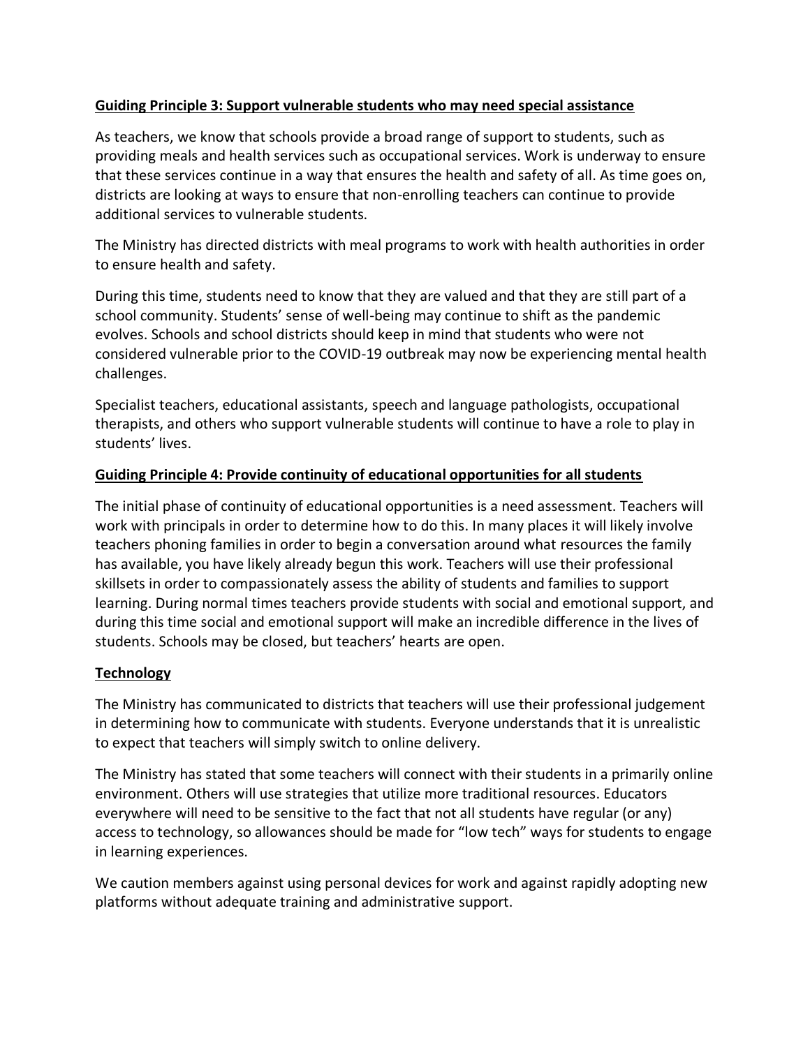## Guiding Principle 3: Support vulnerable students who may need special assistance

As teachers, we know that schools provide a broad range of support to students, such as providing meals and health services such as occupational services. Work is underway to ensure that these services continue in a way that ensures the health and safety of all. As time goes on, districts are looking at ways to ensure that non-enrolling teachers can continue to provide additional services to vulnerable students.

The Ministry has directed districts with meal programs to work with health authorities in order to ensure health and safety.

During this time, students need to know that they are valued and that they are still part of a school community. Students' sense of well-being may continue to shift as the pandemic evolves. Schools and school districts should keep in mind that students who were not considered vulnerable prior to the COVID-19 outbreak may now be experiencing mental health challenges.

Specialist teachers, educational assistants, speech and language pathologists, occupational therapists, and others who support vulnerable students will continue to have a role to play in students' lives.

## Guiding Principle 4: Provide continuity of educational opportunities for all students

The initial phase of continuity of educational opportunities is a need assessment. Teachers will work with principals in order to determine how to do this. In many places it will likely involve teachers phoning families in order to begin a conversation around what resources the family has available, you have likely already begun this work. Teachers will use their professional skillsets in order to compassionately assess the ability of students and families to support learning. During normal times teachers provide students with social and emotional support, and during this time social and emotional support will make an incredible difference in the lives of students. Schools may be closed, but teachers' hearts are open.

## Technology

The Ministry has communicated to districts that teachers will use their professional judgement in determining how to communicate with students. Everyone understands that it is unrealistic to expect that teachers will simply switch to online delivery.

The Ministry has stated that some teachers will connect with their students in a primarily online environment. Others will use strategies that utilize more traditional resources. Educators everywhere will need to be sensitive to the fact that not all students have regular (or any) access to technology, so allowances should be made for "low tech" ways for students to engage in learning experiences.

We caution members against using personal devices for work and against rapidly adopting new platforms without adequate training and administrative support.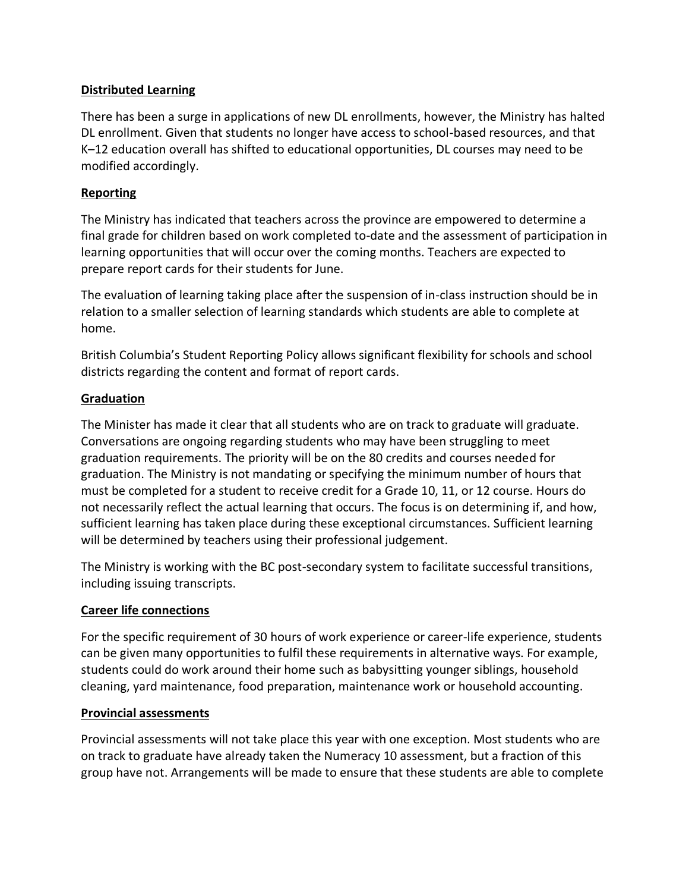**Distributed Learning**

There has been a surge in applications of new DL enrollments, however, the Ministry has halted DL enrollment. Given that students no longer have access to school-based resources, and that K–12 education overall has shifted to educational opportunities, DL courses may need to be modified accordingly.

**Reporting**

The Ministry has indicated that teachers across the province are empowered to determine a final grade for children based on work completed to-date and the assessment of participation in learning opportunities that will occur over the coming months. Teachers are expected to prepare report cards for their students for June.

The evaluation of learning taking place after the suspension of in-class instruction should be in relation to a smaller selection of learning standards which students are able to complete at home.

British Columbia's Student Reporting Policy allows significant flexibility for schools and school districts regarding the content and format of report cards.

**Graduation**

The Minister has made it clear that all students who are on track to graduate will graduate. Conversations are ongoing regarding students who may have been struggling to meet graduation requirements. The priority will be on the 80 credits and courses needed for graduation. The Ministry is not mandating or specifying the minimum number of hours that must be completed for a student to receive credit for a Grade 10, 11, or 12 course. Hours do not necessarily reflect the actual learning that occurs. The focus is on determining if, and how, sufficient learning has taken place during these exceptional circumstances. Sufficient learning will be determined by teachers using their professional judgement.

The Ministry is working with the BC post-secondary system to facilitate successful transitions, including issuing transcripts.

**Career life connections**

For the specific requirement of 30 hours of work experience or career-life experience, students can be given many opportunities to fulfil these requirements in alternative ways. For example, students could do work around their home such as babysitting younger siblings, household cleaning, yard maintenance, food preparation, maintenance work or household accounting.

**Provincial assessments**

Provincial assessments will not take place this year with one exception. Most students who are on track to graduate have already taken the Numeracy 10 assessment, but a fraction of this group have not. Arrangements will be made to ensure that these students are able to complete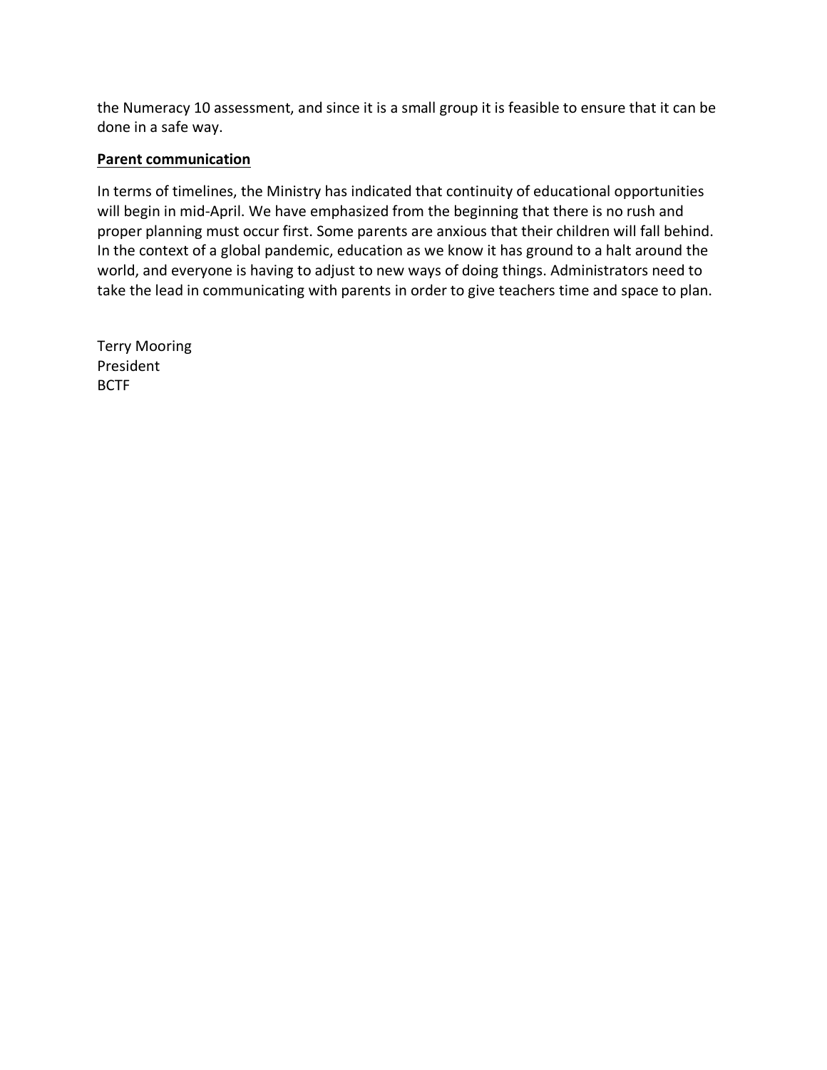the Numeracy 10 assessment, and since it is a small group it is feasible to ensure that it can be done in a safe way.

**Parent communication**

In terms of timelines, the Ministry has indicated that continuity of educational opportunities will begin in mid-April. We have emphasized from the beginning that there is no rush and proper planning must occur first. Some parents are anxious that their children will fall behind. In the context of a global pandemic, education as we know it has ground to a halt around the world, and everyone is having to adjust to new ways of doing things. Administrators need to take the lead in communicating with parents in order to give teachers time and space to plan.

Terry Mooring
President
BCTF